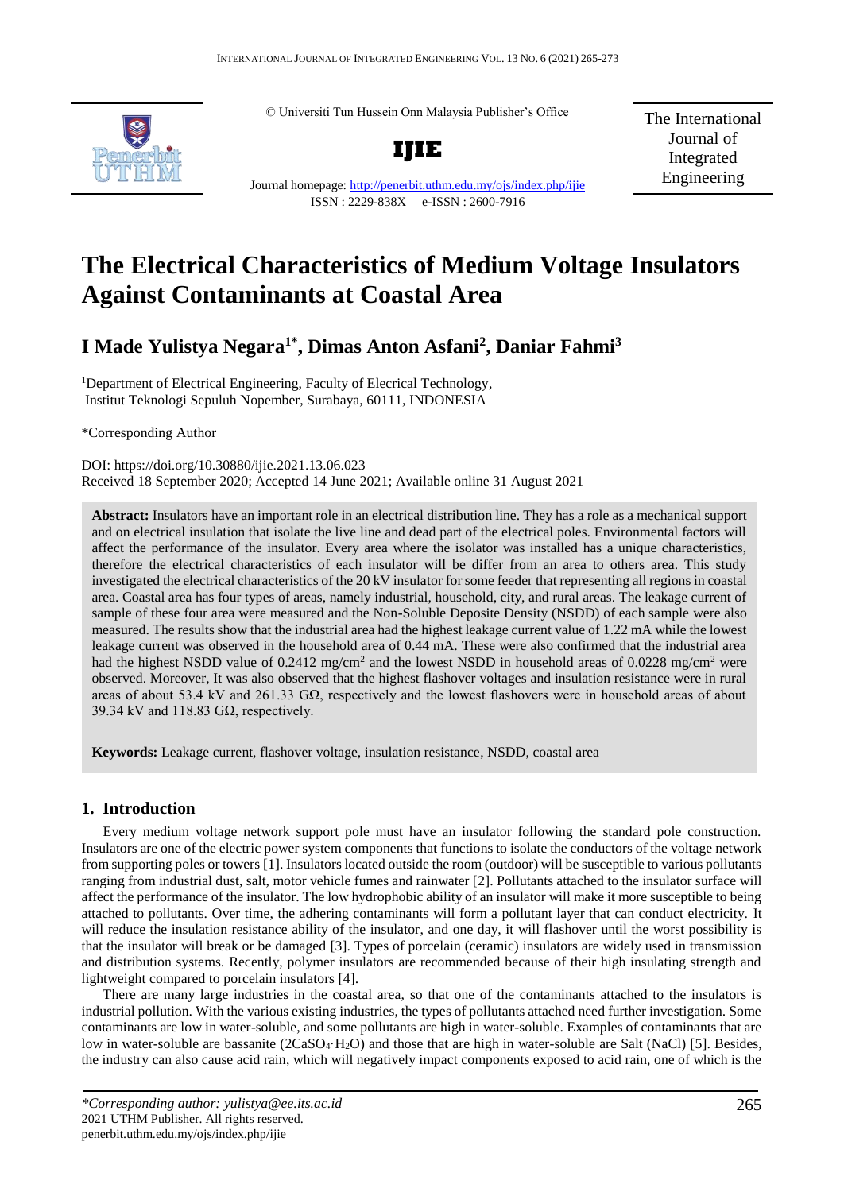© Universiti Tun Hussein Onn Malaysia Publisher's Office

**IJIE**

Journal homepage: http://penerbit.uthm.edu.my/ojs/index.php/ijie

ISSN : 2229-838X e-ISSN : 2600-7916

The International Journal of Integrated Engineering

# The Electrical Characteristics of Medium Voltage Insulators Against Contaminants at Coastal Area

## I Made Yulistya Negara[1*], Dimas Anton Asfani[2], Daniar Fahmi[3]

[1]Department of Electrical Engineering, Faculty of Elecrical Technology, Institut Teknologi Sepuluh Nopember, Surabaya, 60111, INDONESIA

*Corresponding Author

DOI: https://doi.org/10.30880/ijie.2021.13.06.023

Received 18 September 2020; Accepted 14 June 2021; Available online 31 August 2021

**Abstract:** Insulators have an important role in an electrical distribution line. They has a role as a mechanical support and on electrical insulation that isolate the live line and dead part of the electrical poles. Environmental factors will affect the performance of the insulator. Every area where the isolator was installed has a unique characteristics, therefore the electrical characteristics of each insulator will be differ from an area to others area. This study investigated the electrical characteristics of the 20 kV insulator for some feeder that representing all regions in coastal area. Coastal area has four types of areas, namely industrial, household, city, and rural areas. The leakage current of sample of these four area were measured and the Non-Soluble Deposite Density (NSDD) of each sample were also measured. The results show that the industrial area had the highest leakage current value of 1.22 mA while the lowest leakage current was observed in the household area of 0.44 mA. These were also confirmed that the industrial area had the highest NSDD value of 0.2412 mg/cm$^2$ and the lowest NSDD in household areas of 0.0228 mg/cm$^2$ were observed. Moreover, It was also observed that the highest flashover voltages and insulation resistance were in rural areas of about 53.4 kV and 261.33 GΩ, respectively and the lowest flashovers were in household areas of about 39.34 kV and 118.83 GΩ, respectively.

**Keywords:** Leakage current, flashover voltage, insulation resistance, NSDD, coastal area

## 1. Introduction

Every medium voltage network support pole must have an insulator following the standard pole construction. Insulators are one of the electric power system components that functions to isolate the conductors of the voltage network from supporting poles or towers [1]. Insulators located outside the room (outdoor) will be susceptible to various pollutants ranging from industrial dust, salt, motor vehicle fumes and rainwater [2]. Pollutants attached to the insulator surface will affect the performance of the insulator. The low hydrophobic ability of an insulator will make it more susceptible to being attached to pollutants. Over time, the adhering contaminants will form a pollutant layer that can conduct electricity. It will reduce the insulation resistance ability of the insulator, and one day, it will flashover until the worst possibility is that the insulator will break or be damaged [3]. Types of porcelain (ceramic) insulators are widely used in transmission and distribution systems. Recently, polymer insulators are recommended because of their high insulating strength and lightweight compared to porcelain insulators [4].

There are many large industries in the coastal area, so that one of the contaminants attached to the insulators is industrial pollution. With the various existing industries, the types of pollutants attached need further investigation. Some contaminants are low in water-soluble, and some pollutants are high in water-soluble. Examples of contaminants that are low in water-soluble are bassanite ($2CaSO_4 \cdot H_2O$) and those that are high in water-soluble are Salt (NaCl) [5]. Besides, the industry can also cause acid rain, which will negatively impact components exposed to acid rain, one of which is the

*Corresponding author: yulistya@ee.its.ac.id*
2021 UTHM Publisher. All rights reserved.
penerbit.uthm.edu.my/ojs/index.php/ijie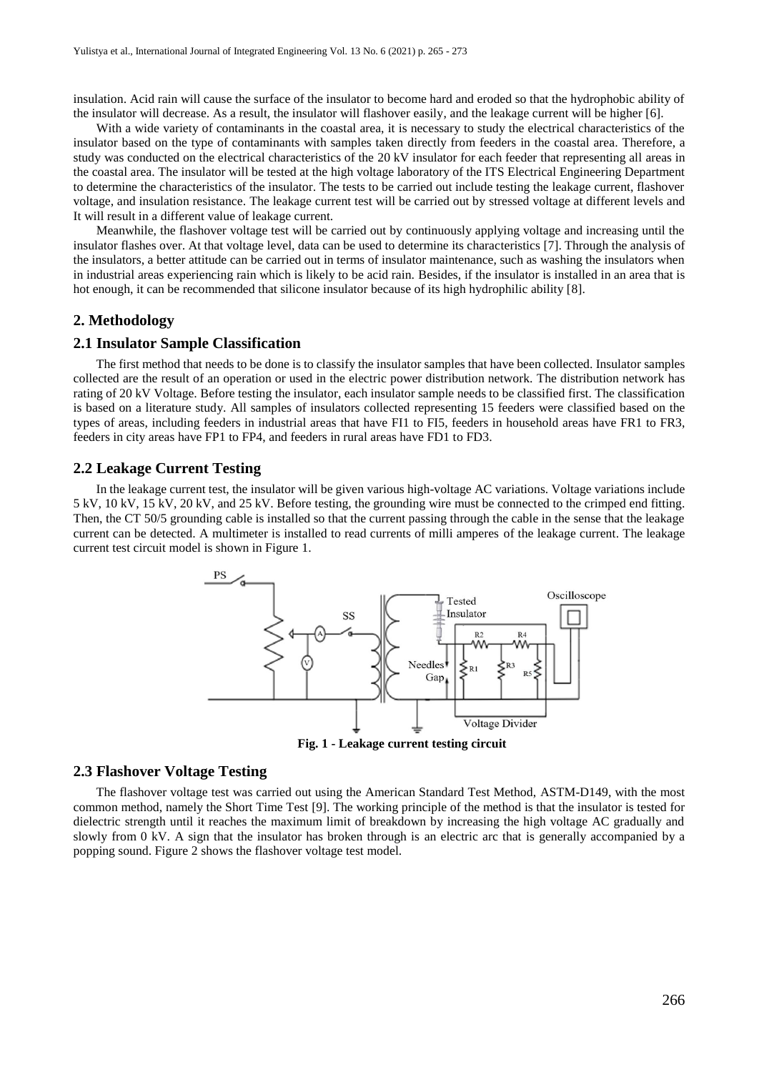insulation. Acid rain will cause the surface of the insulator to become hard and eroded so that the hydrophobic ability of the insulator will decrease. As a result, the insulator will flashover easily, and the leakage current will be higher [6].

With a wide variety of contaminants in the coastal area, it is necessary to study the electrical characteristics of the insulator based on the type of contaminants with samples taken directly from feeders in the coastal area. Therefore, a study was conducted on the electrical characteristics of the 20 kV insulator for each feeder that representing all areas in the coastal area. The insulator will be tested at the high voltage laboratory of the ITS Electrical Engineering Department to determine the characteristics of the insulator. The tests to be carried out include testing the leakage current, flashover voltage, and insulation resistance. The leakage current test will be carried out by stressed voltage at different levels and It will result in a different value of leakage current.

Meanwhile, the flashover voltage test will be carried out by continuously applying voltage and increasing until the insulator flashes over. At that voltage level, data can be used to determine its characteristics [7]. Through the analysis of the insulators, a better attitude can be carried out in terms of insulator maintenance, such as washing the insulators when in industrial areas experiencing rain which is likely to be acid rain. Besides, if the insulator is installed in an area that is hot enough, it can be recommended that silicone insulator because of its high hydrophilic ability [8].

## 2. Methodology

### 2.1 Insulator Sample Classification

The first method that needs to be done is to classify the insulator samples that have been collected. Insulator samples collected are the result of an operation or used in the electric power distribution network. The distribution network has rating of 20 kV Voltage. Before testing the insulator, each insulator sample needs to be classified first. The classification is based on a literature study. All samples of insulators collected representing 15 feeders were classified based on the types of areas, including feeders in industrial areas that have FI1 to FI5, feeders in household areas have FR1 to FR3, feeders in city areas have FP1 to FP4, and feeders in rural areas have FD1 to FD3.

### 2.2 Leakage Current Testing

In the leakage current test, the insulator will be given various high-voltage AC variations. Voltage variations include 5 kV, 10 kV, 15 kV, 20 kV, and 25 kV. Before testing, the grounding wire must be connected to the crimped end fitting. Then, the CT 50/5 grounding cable is installed so that the current passing through the cable in the sense that the leakage current can be detected. A multimeter is installed to read currents of milli amperes of the leakage current. The leakage current test circuit model is shown in Figure 1.

**Fig. 1 - Leakage current testing circuit**

### 2.3 Flashover Voltage Testing

The flashover voltage test was carried out using the American Standard Test Method, ASTM-D149, with the most common method, namely the Short Time Test [9]. The working principle of the method is that the insulator is tested for dielectric strength until it reaches the maximum limit of breakdown by increasing the high voltage AC gradually and slowly from 0 kV. A sign that the insulator has broken through is an electric arc that is generally accompanied by a popping sound. Figure 2 shows the flashover voltage test model.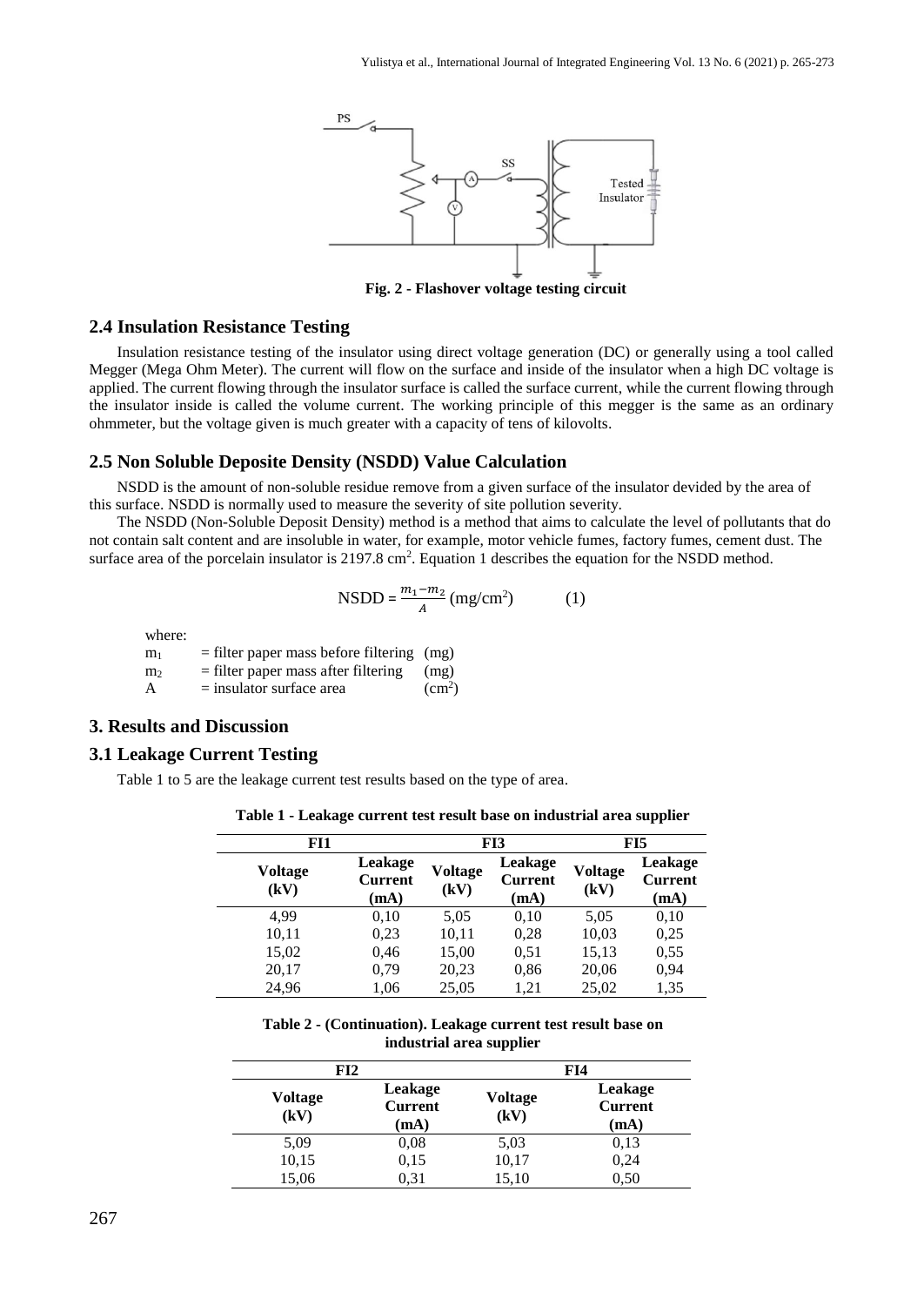Fig. 2 - Flashover voltage testing circuit

### 2.4 Insulation Resistance Testing

Insulation resistance testing of the insulator using direct voltage generation (DC) or generally using a tool called Megger (Mega Ohm Meter). The current will flow on the surface and inside of the insulator when a high DC voltage is applied. The current flowing through the insulator surface is called the surface current, while the current flowing through the insulator inside is called the volume current. The working principle of this megger is the same as an ordinary ohmmeter, but the voltage given is much greater with a capacity of tens of kilovolts.

### 2.5 Non Soluble Deposite Density (NSDD) Value Calculation

NSDD is the amount of non-soluble residue remove from a given surface of the insulator devided by the area of this surface. NSDD is normally used to measure the severity of site pollution severity.

The NSDD (Non-Soluble Deposit Density) method is a method that aims to calculate the level of pollutants that do not contain salt content and are insoluble in water, for example, motor vehicle fumes, factory fumes, cement dust. The surface area of the porcelain insulator is 2197.8 cm$^2$. Equation 1 describes the equation for the NSDD method.

$$\text{NSDD} = \frac{m_1 - m_2}{A} \ (\text{mg/cm}^2) \qquad (1)$$

where:

$m_1$ = filter paper mass before filtering (mg)
$m_2$ = filter paper mass after filtering (mg)
A = insulator surface area (cm$^2$)

## 3. Results and Discussion

### 3.1 Leakage Current Testing

Table 1 to 5 are the leakage current test results based on the type of area.

**Table 1 - Leakage current test result base on industrial area supplier**

| FI1 | | FI3 | | FI5 | |
|---|---|---|---|---|---|
| **Voltage (kV)** | **Leakage Current (mA)** | **Voltage (kV)** | **Leakage Current (mA)** | **Voltage (kV)** | **Leakage Current (mA)** |
| 4,99 | 0,10 | 5,05 | 0,10 | 5,05 | 0,10 |
| 10,11 | 0,23 | 10,11 | 0,28 | 10,03 | 0,25 |
| 15,02 | 0,46 | 15,00 | 0,51 | 15,13 | 0,55 |
| 20,17 | 0,79 | 20,23 | 0,86 | 20,06 | 0,94 |
| 24,96 | 1,06 | 25,05 | 1,21 | 25,02 | 1,35 |

**Table 2 - (Continuation). Leakage current test result base on industrial area supplier**

| FI2 | | FI4 | |
|---|---|---|---|
| **Voltage (kV)** | **Leakage Current (mA)** | **Voltage (kV)** | **Leakage Current (mA)** |
| 5,09 | 0,08 | 5,03 | 0,13 |
| 10,15 | 0,15 | 10,17 | 0,24 |
| 15,06 | 0,31 | 15,10 | 0,50 |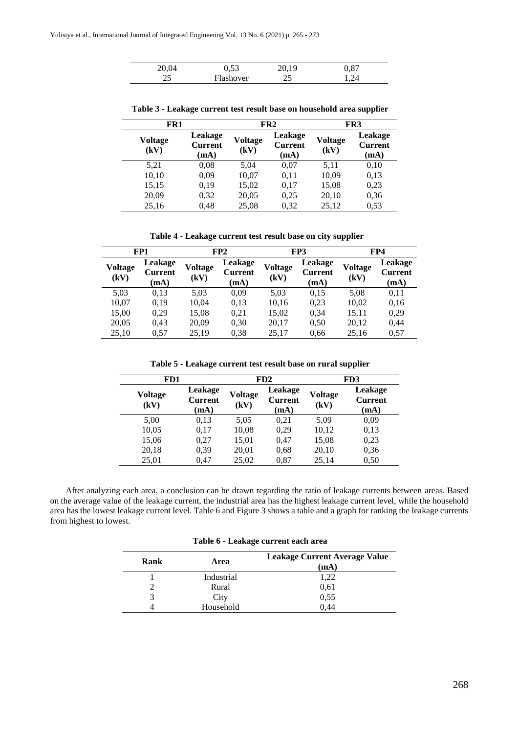| | | | |
|---|---|---|---|
| 20,04 | 0,53 | 20,19 | 0,87 |
| 25 | Flashover | 25 | 1,24 |

**Table 3 - Leakage current test result base on household area supplier**

| FR1 | | FR2 | | FR3 | |
|---|---|---|---|---|---|
| **Voltage (kV)** | **Leakage Current (mA)** | **Voltage (kV)** | **Leakage Current (mA)** | **Voltage (kV)** | **Leakage Current (mA)** |
| 5,21 | 0,08 | 5,04 | 0,07 | 5,11 | 0,10 |
| 10,10 | 0,09 | 10,07 | 0,11 | 10,09 | 0,13 |
| 15,15 | 0,19 | 15,02 | 0,17 | 15,08 | 0,23 |
| 20,09 | 0,32 | 20,05 | 0,25 | 20,10 | 0,36 |
| 25,16 | 0,48 | 25,08 | 0,32 | 25,12 | 0,53 |

**Table 4 - Leakage current test result base on city supplier**

| FP1 | | FP2 | | FP3 | | FP4 | |
|---|---|---|---|---|---|---|---|
| **Voltage (kV)** | **Leakage Current (mA)** | **Voltage (kV)** | **Leakage Current (mA)** | **Voltage (kV)** | **Leakage Current (mA)** | **Voltage (kV)** | **Leakage Current (mA)** |
| 5,03 | 0,13 | 5,03 | 0,09 | 5,03 | 0,15 | 5,08 | 0,11 |
| 10,07 | 0,19 | 10,04 | 0,13 | 10,16 | 0,23 | 10,02 | 0,16 |
| 15,00 | 0,29 | 15,08 | 0,21 | 15,02 | 0,34 | 15,11 | 0,29 |
| 20,05 | 0,43 | 20,09 | 0,30 | 20,17 | 0,50 | 20,12 | 0,44 |
| 25,10 | 0,57 | 25,19 | 0,38 | 25,17 | 0,66 | 25,16 | 0,57 |

**Table 5 - Leakage current test result base on rural supplier**

| FD1 | | FD2 | | FD3 | |
|---|---|---|---|---|---|
| **Voltage (kV)** | **Leakage Current (mA)** | **Voltage (kV)** | **Leakage Current (mA)** | **Voltage (kV)** | **Leakage Current (mA)** |
| 5,00 | 0,13 | 5,05 | 0,21 | 5,09 | 0,09 |
| 10,05 | 0,17 | 10,08 | 0,29 | 10,12 | 0,13 |
| 15,06 | 0,27 | 15,01 | 0,47 | 15,08 | 0,23 |
| 20,18 | 0,39 | 20,01 | 0,68 | 20,10 | 0,36 |
| 25,01 | 0,47 | 25,02 | 0,87 | 25,14 | 0,50 |

After analyzing each area, a conclusion can be drawn regarding the ratio of leakage currents between areas. Based on the average value of the leakage current, the industrial area has the highest leakage current level, while the household area has the lowest leakage current level. Table 6 and Figure 3 shows a table and a graph for ranking the leakage currents from highest to lowest.

**Table 6 - Leakage current each area**

| Rank | Area | Leakage Current Average Value (mA) |
|---|---|---|
| 1 | Industrial | 1,22 |
| 2 | Rural | 0,61 |
| 3 | City | 0,55 |
| 4 | Household | 0,44 |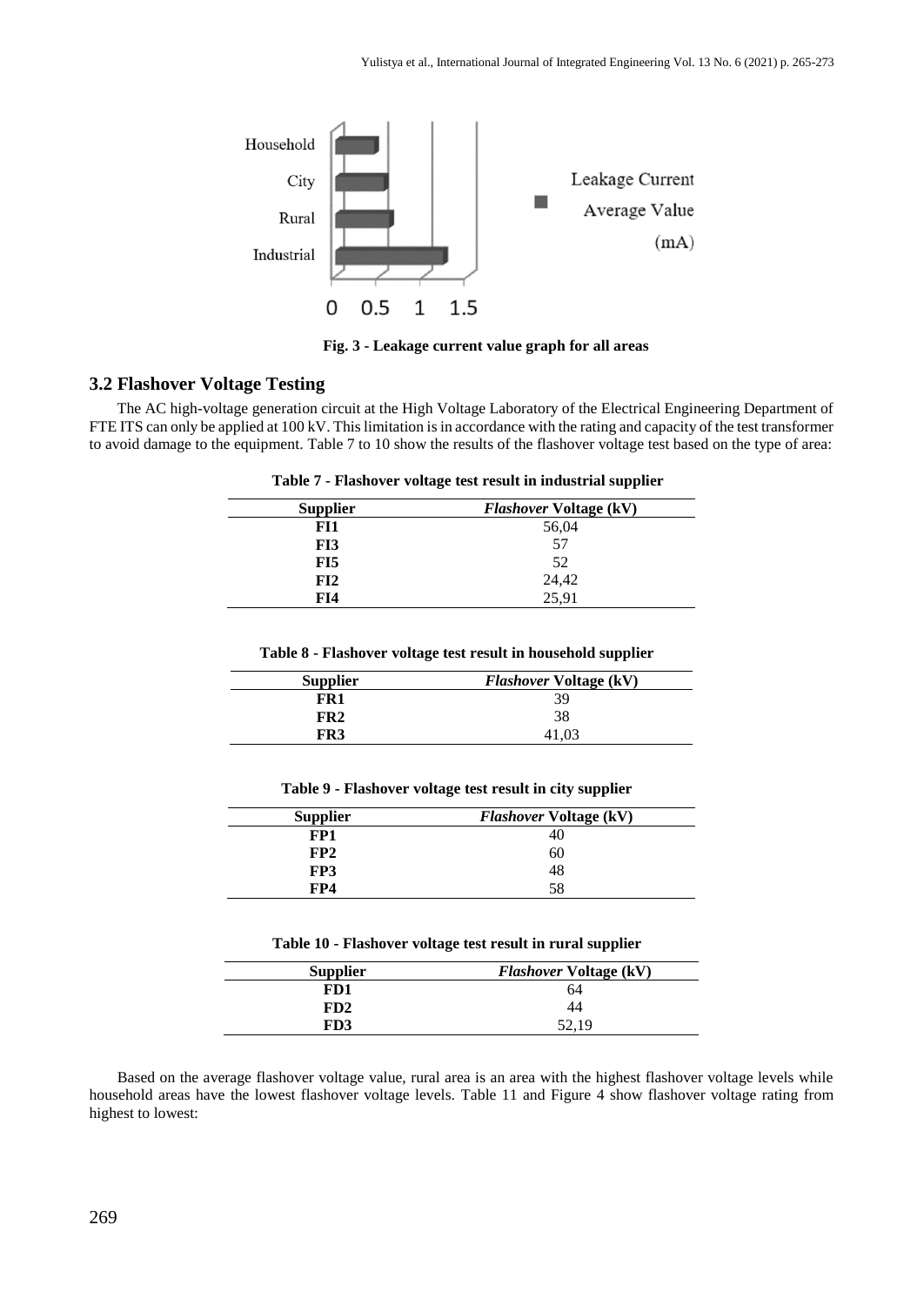Fig. 3 - Leakage current value graph for all areas

### 3.2 Flashover Voltage Testing

The AC high-voltage generation circuit at the High Voltage Laboratory of the Electrical Engineering Department of FTE ITS can only be applied at 100 kV. This limitation is in accordance with the rating and capacity of the test transformer to avoid damage to the equipment. Table 7 to 10 show the results of the flashover voltage test based on the type of area:

**Table 7 - Flashover voltage test result in industrial supplier**

| Supplier | *Flashover* Voltage (kV) |
|---|---|
| FI1 | 56,04 |
| FI3 | 57 |
| FI5 | 52 |
| FI2 | 24,42 |
| FI4 | 25,91 |

**Table 8 - Flashover voltage test result in household supplier**

| Supplier | *Flashover* Voltage (kV) |
|---|---|
| FR1 | 39 |
| FR2 | 38 |
| FR3 | 41,03 |

**Table 9 - Flashover voltage test result in city supplier**

| Supplier | *Flashover* Voltage (kV) |
|---|---|
| FP1 | 40 |
| FP2 | 60 |
| FP3 | 48 |
| FP4 | 58 |

**Table 10 - Flashover voltage test result in rural supplier**

| Supplier | *Flashover* Voltage (kV) |
|---|---|
| FD1 | 64 |
| FD2 | 44 |
| FD3 | 52,19 |

Based on the average flashover voltage value, rural area is an area with the highest flashover voltage levels while household areas have the lowest flashover voltage levels. Table 11 and Figure 4 show flashover voltage rating from highest to lowest: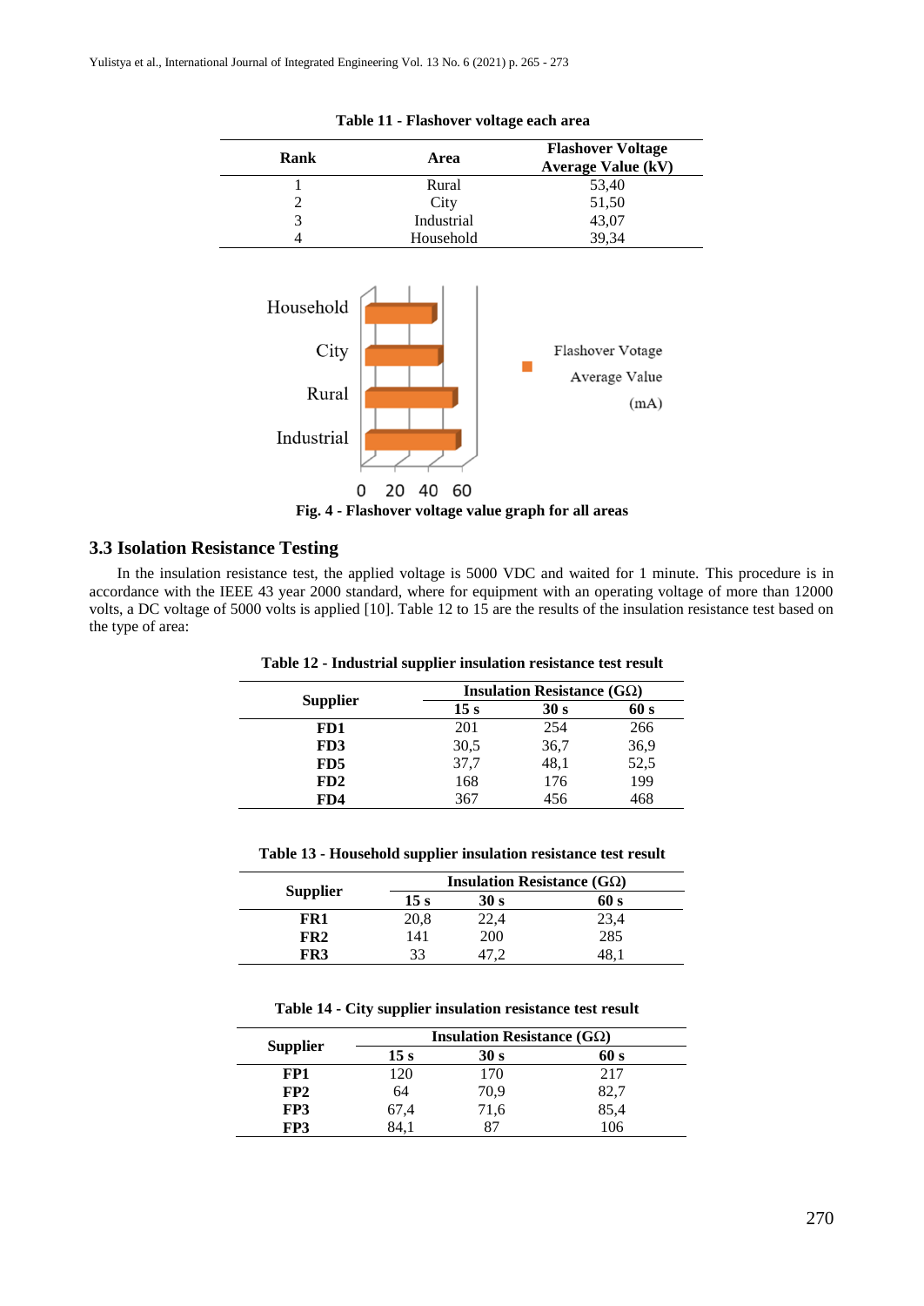**Table 11 - Flashover voltage each area**

| Rank | Area | Flashover Voltage Average Value (kV) |
|---|---|---|
| 1 | Rural | 53,40 |
| 2 | City | 51,50 |
| 3 | Industrial | 43,07 |
| 4 | Household | 39,34 |

**Fig. 4 - Flashover voltage value graph for all areas**

## 3.3 Isolation Resistance Testing

In the insulation resistance test, the applied voltage is 5000 VDC and waited for 1 minute. This procedure is in accordance with the IEEE 43 year 2000 standard, where for equipment with an operating voltage of more than 12000 volts, a DC voltage of 5000 volts is applied [10]. Table 12 to 15 are the results of the insulation resistance test based on the type of area:

**Table 12 - Industrial supplier insulation resistance test result**

| Supplier | Insulation Resistance (GΩ) | | |
|---|---|---|---|
| | 15 s | 30 s | 60 s |
| **FD1** | 201 | 254 | 266 |
| **FD3** | 30,5 | 36,7 | 36,9 |
| **FD5** | 37,7 | 48,1 | 52,5 |
| **FD2** | 168 | 176 | 199 |
| **FD4** | 367 | 456 | 468 |

**Table 13 - Household supplier insulation resistance test result**

| Supplier | Insulation Resistance (GΩ) | | |
|---|---|---|---|
| | 15 s | 30 s | 60 s |
| **FR1** | 20,8 | 22,4 | 23,4 |
| **FR2** | 141 | 200 | 285 |
| **FR3** | 33 | 47,2 | 48,1 |

**Table 14 - City supplier insulation resistance test result**

| Supplier | Insulation Resistance (GΩ) | | |
|---|---|---|---|
| | 15 s | 30 s | 60 s |
| **FP1** | 120 | 170 | 217 |
| **FP2** | 64 | 70,9 | 82,7 |
| **FP3** | 67,4 | 71,6 | 85,4 |
| **FP3** | 84,1 | 87 | 106 |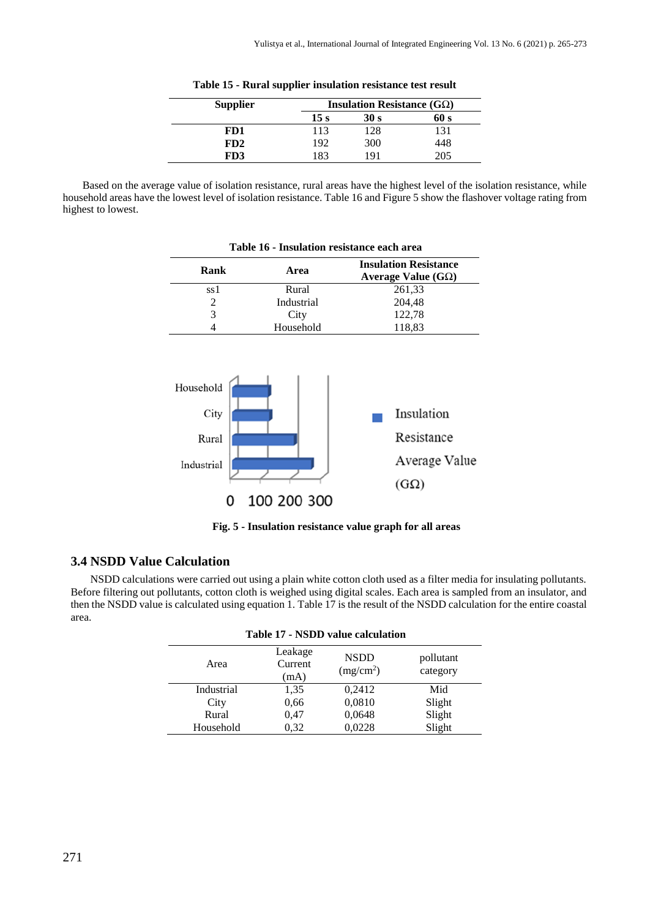**Table 15 - Rural supplier insulation resistance test result**

| Supplier | Insulation Resistance (GΩ) | | |
|---|---|---|---|
| | **15 s** | **30 s** | **60 s** |
| **FD1** | 113 | 128 | 131 |
| **FD2** | 192 | 300 | 448 |
| **FD3** | 183 | 191 | 205 |

Based on the average value of isolation resistance, rural areas have the highest level of the isolation resistance, while household areas have the lowest level of isolation resistance. Table 16 and Figure 5 show the flashover voltage rating from highest to lowest.

**Table 16 - Insulation resistance each area**

| Rank | Area | Insulation Resistance Average Value (GΩ) |
|---|---|---|
| ss1 | Rural | 261,33 |
| 2 | Industrial | 204,48 |
| 3 | City | 122,78 |
| 4 | Household | 118,83 |

**Fig. 5 - Insulation resistance value graph for all areas**

## 3.4 NSDD Value Calculation

NSDD calculations were carried out using a plain white cotton cloth used as a filter media for insulating pollutants. Before filtering out pollutants, cotton cloth is weighed using digital scales. Each area is sampled from an insulator, and then the NSDD value is calculated using equation 1. Table 17 is the result of the NSDD calculation for the entire coastal area.

**Table 17 - NSDD value calculation**

| Area | Leakage Current (mA) | NSDD (mg/cm$^2$) | pollutant category |
|---|---|---|---|
| Industrial | 1,35 | 0,2412 | Mid |
| City | 0,66 | 0,0810 | Slight |
| Rural | 0,47 | 0,0648 | Slight |
| Household | 0,32 | 0,0228 | Slight |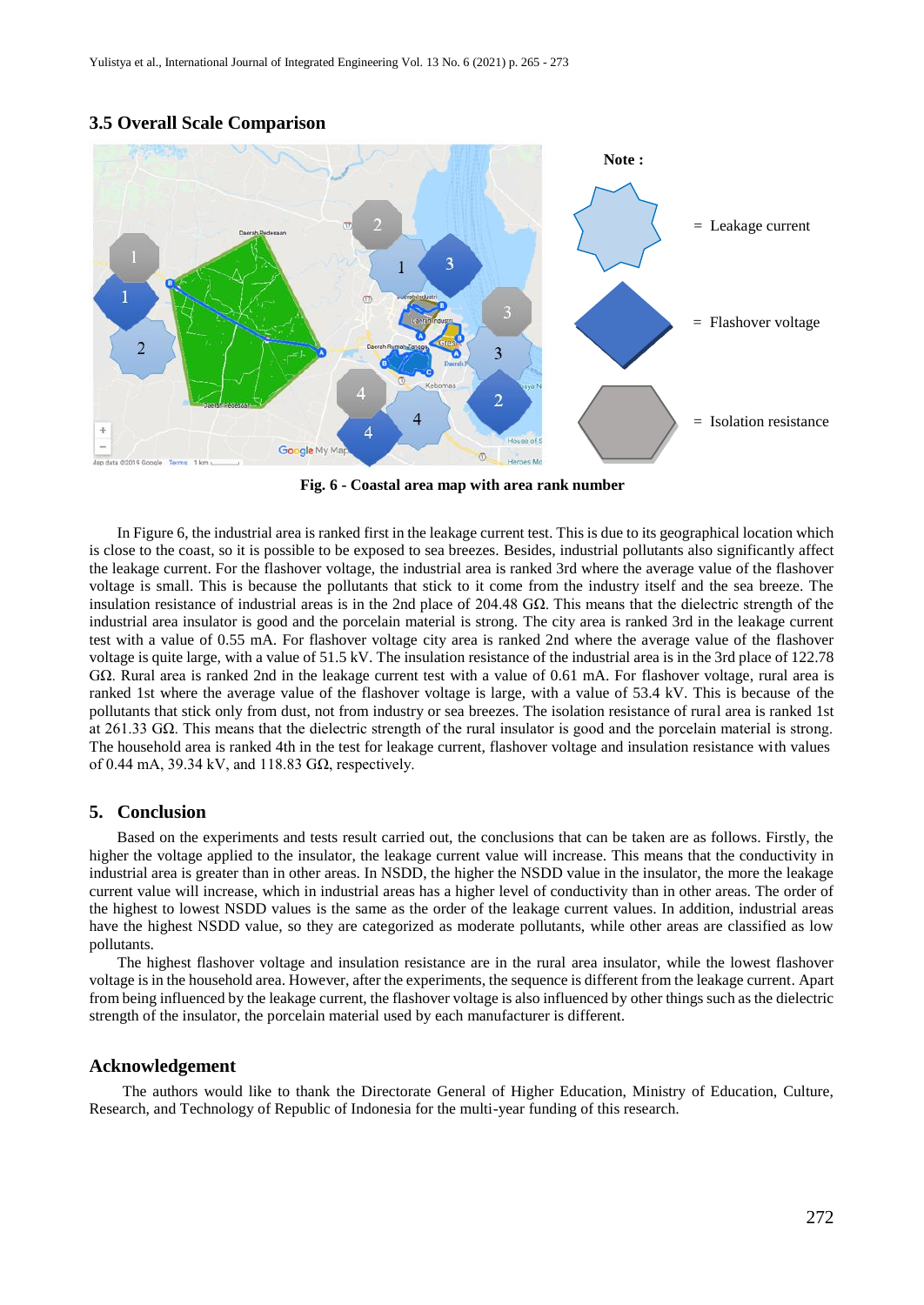### 3.5 Overall Scale Comparison

**Fig. 6 - Coastal area map with area rank number**

In Figure 6, the industrial area is ranked first in the leakage current test. This is due to its geographical location which is close to the coast, so it is possible to be exposed to sea breezes. Besides, industrial pollutants also significantly affect the leakage current. For the flashover voltage, the industrial area is ranked 3rd where the average value of the flashover voltage is small. This is because the pollutants that stick to it come from the industry itself and the sea breeze. The insulation resistance of industrial areas is in the 2nd place of 204.48 GΩ. This means that the dielectric strength of the industrial area insulator is good and the porcelain material is strong. The city area is ranked 3rd in the leakage current test with a value of 0.55 mA. For flashover voltage city area is ranked 2nd where the average value of the flashover voltage is quite large, with a value of 51.5 kV. The insulation resistance of the industrial area is in the 3rd place of 122.78 GΩ. Rural area is ranked 2nd in the leakage current test with a value of 0.61 mA. For flashover voltage, rural area is ranked 1st where the average value of the flashover voltage is large, with a value of 53.4 kV. This is because of the pollutants that stick only from dust, not from industry or sea breezes. The isolation resistance of rural area is ranked 1st at 261.33 GΩ. This means that the dielectric strength of the rural insulator is good and the porcelain material is strong. The household area is ranked 4th in the test for leakage current, flashover voltage and insulation resistance with values of 0.44 mA, 39.34 kV, and 118.83 GΩ, respectively.

## 5. Conclusion

Based on the experiments and tests result carried out, the conclusions that can be taken are as follows. Firstly, the higher the voltage applied to the insulator, the leakage current value will increase. This means that the conductivity in industrial area is greater than in other areas. In NSDD, the higher the NSDD value in the insulator, the more the leakage current value will increase, which in industrial areas has a higher level of conductivity than in other areas. The order of the highest to lowest NSDD values is the same as the order of the leakage current values. In addition, industrial areas have the highest NSDD value, so they are categorized as moderate pollutants, while other areas are classified as low pollutants.

The highest flashover voltage and insulation resistance are in the rural area insulator, while the lowest flashover voltage is in the household area. However, after the experiments, the sequence is different from the leakage current. Apart from being influenced by the leakage current, the flashover voltage is also influenced by other things such as the dielectric strength of the insulator, the porcelain material used by each manufacturer is different.

## Acknowledgement

The authors would like to thank the Directorate General of Higher Education, Ministry of Education, Culture, Research, and Technology of Republic of Indonesia for the multi-year funding of this research.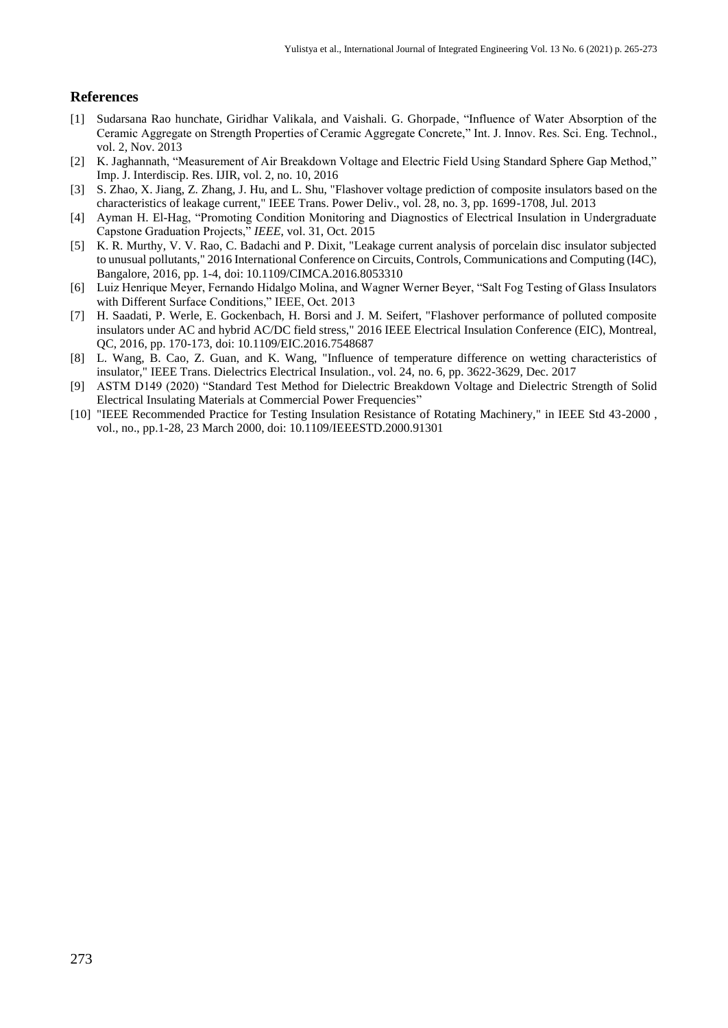## References

[1] Sudarsana Rao hunchate, Giridhar Valikala, and Vaishali. G. Ghorpade, "Influence of Water Absorption of the Ceramic Aggregate on Strength Properties of Ceramic Aggregate Concrete," Int. J. Innov. Res. Sci. Eng. Technol., vol. 2, Nov. 2013

[2] K. Jaghannath, "Measurement of Air Breakdown Voltage and Electric Field Using Standard Sphere Gap Method," Imp. J. Interdiscip. Res. IJIR, vol. 2, no. 10, 2016

[3] S. Zhao, X. Jiang, Z. Zhang, J. Hu, and L. Shu, "Flashover voltage prediction of composite insulators based on the characteristics of leakage current," IEEE Trans. Power Deliv., vol. 28, no. 3, pp. 1699-1708, Jul. 2013

[4] Ayman H. El-Hag, "Promoting Condition Monitoring and Diagnostics of Electrical Insulation in Undergraduate Capstone Graduation Projects," *IEEE*, vol. 31, Oct. 2015

[5] K. R. Murthy, V. V. Rao, C. Badachi and P. Dixit, "Leakage current analysis of porcelain disc insulator subjected to unusual pollutants," 2016 International Conference on Circuits, Controls, Communications and Computing (I4C), Bangalore, 2016, pp. 1-4, doi: 10.1109/CIMCA.2016.8053310

[6] Luiz Henrique Meyer, Fernando Hidalgo Molina, and Wagner Werner Beyer, "Salt Fog Testing of Glass Insulators with Different Surface Conditions," IEEE, Oct. 2013

[7] H. Saadati, P. Werle, E. Gockenbach, H. Borsi and J. M. Seifert, "Flashover performance of polluted composite insulators under AC and hybrid AC/DC field stress," 2016 IEEE Electrical Insulation Conference (EIC), Montreal, QC, 2016, pp. 170-173, doi: 10.1109/EIC.2016.7548687

[8] L. Wang, B. Cao, Z. Guan, and K. Wang, "Influence of temperature difference on wetting characteristics of insulator," IEEE Trans. Dielectrics Electrical Insulation., vol. 24, no. 6, pp. 3622-3629, Dec. 2017

[9] ASTM D149 (2020) "Standard Test Method for Dielectric Breakdown Voltage and Dielectric Strength of Solid Electrical Insulating Materials at Commercial Power Frequencies"

[10] "IEEE Recommended Practice for Testing Insulation Resistance of Rotating Machinery," in IEEE Std 43-2000 , vol., no., pp.1-28, 23 March 2000, doi: 10.1109/IEEESTD.2000.91301